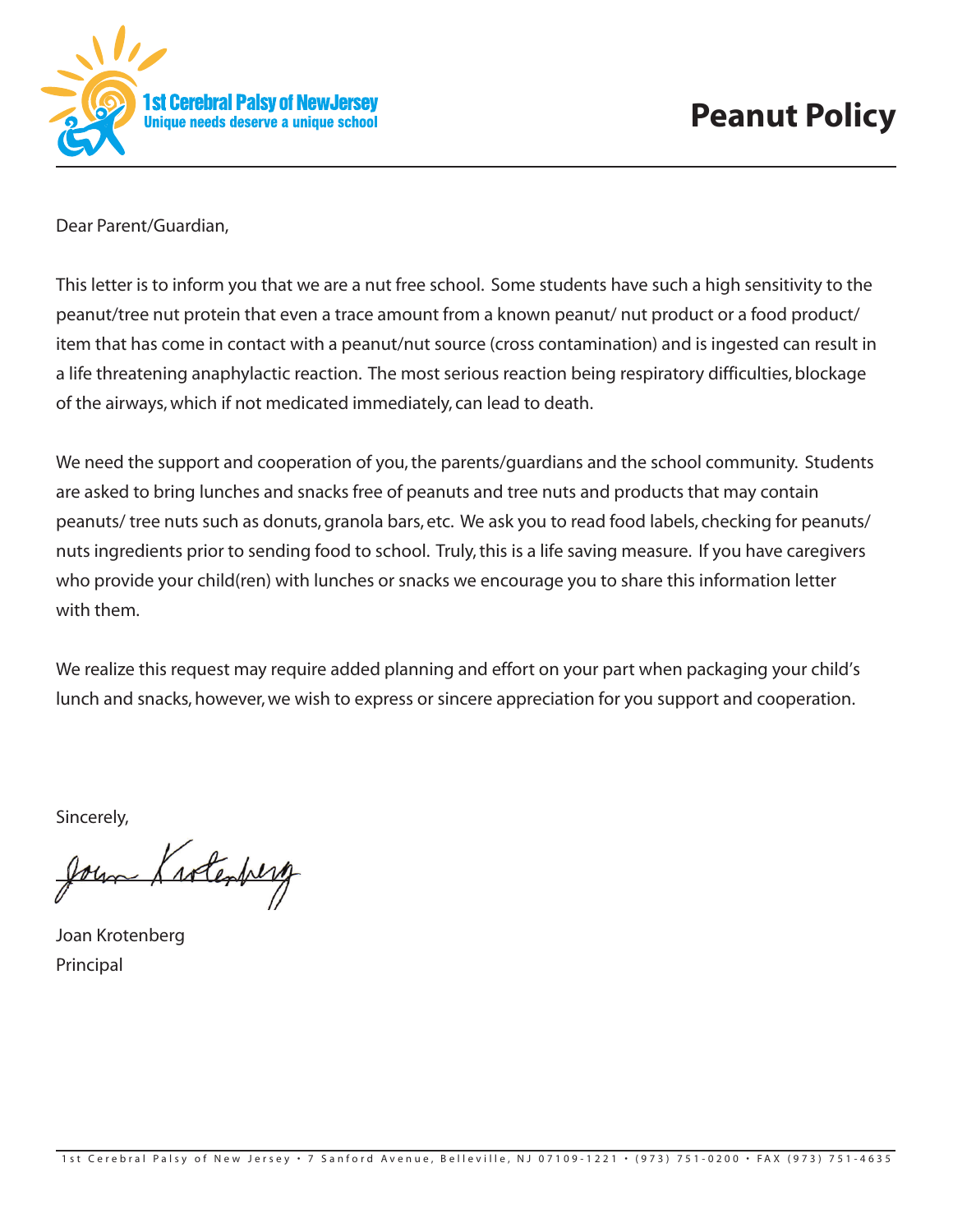1st Cerebral Palsy of NewJersey
Unique needs deserve a unique school

# Peanut Policy

Dear Parent/Guardian,

This letter is to inform you that we are a nut free school. Some students have such a high sensitivity to the peanut/tree nut protein that even a trace amount from a known peanut/ nut product or a food product/ item that has come in contact with a peanut/nut source (cross contamination) and is ingested can result in a life threatening anaphylactic reaction. The most serious reaction being respiratory difficulties, blockage of the airways, which if not medicated immediately, can lead to death.

We need the support and cooperation of you, the parents/guardians and the school community. Students are asked to bring lunches and snacks free of peanuts and tree nuts and products that may contain peanuts/ tree nuts such as donuts, granola bars, etc. We ask you to read food labels, checking for peanuts/ nuts ingredients prior to sending food to school. Truly, this is a life saving measure. If you have caregivers who provide your child(ren) with lunches or snacks we encourage you to share this information letter with them.

We realize this request may require added planning and effort on your part when packaging your child's lunch and snacks, however, we wish to express or sincere appreciation for you support and cooperation.

Sincerely,

Joan Krotenberg
Principal

1st Cerebral Palsy of New Jersey • 7 Sanford Avenue, Belleville, NJ 07109-1221 • (973) 751-0200 • FAX (973) 751-4635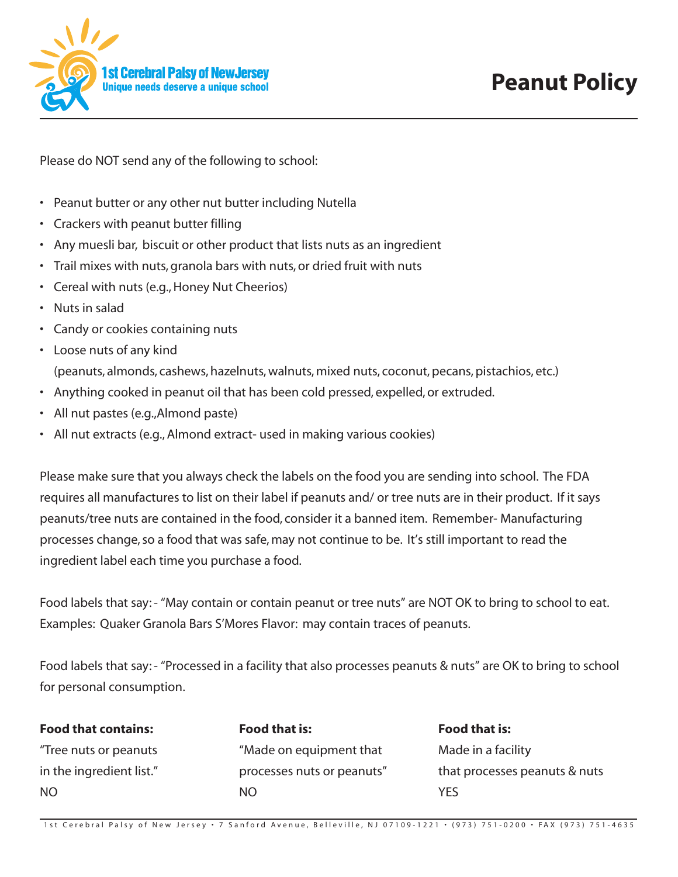1st Cerebral Palsy of NewJersey
Unique needs deserve a unique school

# Peanut Policy

Please do NOT send any of the following to school:

- Peanut butter or any other nut butter including Nutella
- Crackers with peanut butter filling
- Any muesli bar, biscuit or other product that lists nuts as an ingredient
- Trail mixes with nuts, granola bars with nuts, or dried fruit with nuts
- Cereal with nuts (e.g., Honey Nut Cheerios)
- Nuts in salad
- Candy or cookies containing nuts
- Loose nuts of any kind
  (peanuts, almonds, cashews, hazelnuts, walnuts, mixed nuts, coconut, pecans, pistachios, etc.)
- Anything cooked in peanut oil that has been cold pressed, expelled, or extruded.
- All nut pastes (e.g.,Almond paste)
- All nut extracts (e.g., Almond extract- used in making various cookies)

Please make sure that you always check the labels on the food you are sending into school. The FDA requires all manufactures to list on their label if peanuts and/ or tree nuts are in their product. If it says peanuts/tree nuts are contained in the food, consider it a banned item. Remember- Manufacturing processes change, so a food that was safe, may not continue to be. It's still important to read the ingredient label each time you purchase a food.

Food labels that say: - "May contain or contain peanut or tree nuts" are NOT OK to bring to school to eat. Examples: Quaker Granola Bars S'Mores Flavor: may contain traces of peanuts.

Food labels that say: - "Processed in a facility that also processes peanuts & nuts" are OK to bring to school for personal consumption.

| **Food that contains:** | **Food that is:** | **Food that is:** |
|---|---|---|
| "Tree nuts or peanuts in the ingredient list." | "Made on equipment that processes nuts or peanuts" | Made in a facility that processes peanuts & nuts |
| NO | NO | YES |

1st Cerebral Palsy of New Jersey • 7 Sanford Avenue, Belleville, NJ 07109-1221 • (973) 751-0200 • FAX (973) 751-4635